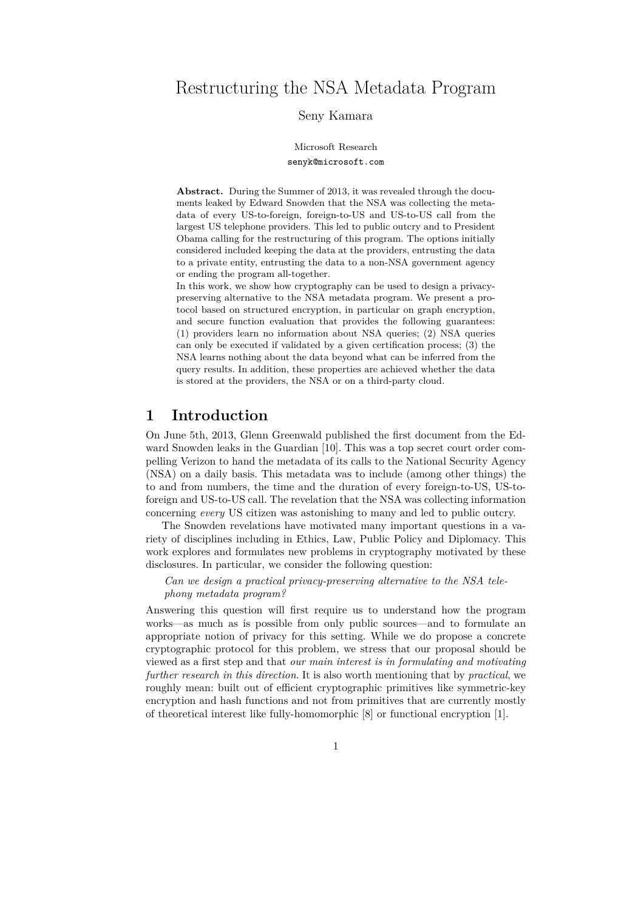# Restructuring the NSA Metadata Program

Seny Kamara

Microsoft Research
senyk@microsoft.com

**Abstract.** During the Summer of 2013, it was revealed through the documents leaked by Edward Snowden that the NSA was collecting the metadata of every US-to-foreign, foreign-to-US and US-to-US call from the largest US telephone providers. This led to public outcry and to President Obama calling for the restructuring of this program. The options initially considered included keeping the data at the providers, entrusting the data to a private entity, entrusting the data to a non-NSA government agency or ending the program all-together.

In this work, we show how cryptography can be used to design a privacy-preserving alternative to the NSA metadata program. We present a protocol based on structured encryption, in particular on graph encryption, and secure function evaluation that provides the following guarantees: (1) providers learn no information about NSA queries; (2) NSA queries can only be executed if validated by a given certification process; (3) the NSA learns nothing about the data beyond what can be inferred from the query results. In addition, these properties are achieved whether the data is stored at the providers, the NSA or on a third-party cloud.

## 1 Introduction

On June 5th, 2013, Glenn Greenwald published the first document from the Edward Snowden leaks in the Guardian [10]. This was a top secret court order compelling Verizon to hand the metadata of its calls to the National Security Agency (NSA) on a daily basis. This metadata was to include (among other things) the to and from numbers, the time and the duration of every foreign-to-US, US-to-foreign and US-to-US call. The revelation that the NSA was collecting information concerning *every* US citizen was astonishing to many and led to public outcry.

The Snowden revelations have motivated many important questions in a variety of disciplines including in Ethics, Law, Public Policy and Diplomacy. This work explores and formulates new problems in cryptography motivated by these disclosures. In particular, we consider the following question:

> *Can we design a practical privacy-preserving alternative to the NSA telephony metadata program?*

Answering this question will first require us to understand how the program works—as much as is possible from only public sources—and to formulate an appropriate notion of privacy for this setting. While we do propose a concrete cryptographic protocol for this problem, we stress that our proposal should be viewed as a first step and that *our main interest is in formulating and motivating further research in this direction*. It is also worth mentioning that by *practical*, we roughly mean: built out of efficient cryptographic primitives like symmetric-key encryption and hash functions and not from primitives that are currently mostly of theoretical interest like fully-homomorphic [8] or functional encryption [1].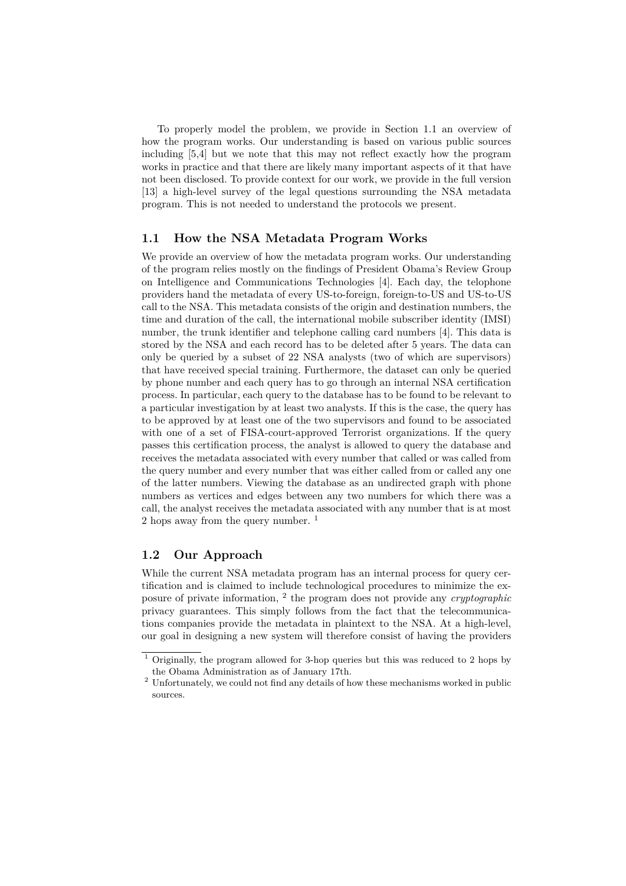To properly model the problem, we provide in Section 1.1 an overview of how the program works. Our understanding is based on various public sources including [5,4] but we note that this may not reflect exactly how the program works in practice and that there are likely many important aspects of it that have not been disclosed. To provide context for our work, we provide in the full version [13] a high-level survey of the legal questions surrounding the NSA metadata program. This is not needed to understand the protocols we present.

## 1.1 How the NSA Metadata Program Works

We provide an overview of how the metadata program works. Our understanding of the program relies mostly on the findings of President Obama's Review Group on Intelligence and Communications Technologies [4]. Each day, the telophone providers hand the metadata of every US-to-foreign, foreign-to-US and US-to-US call to the NSA. This metadata consists of the origin and destination numbers, the time and duration of the call, the international mobile subscriber identity (IMSI) number, the trunk identifier and telephone calling card numbers [4]. This data is stored by the NSA and each record has to be deleted after 5 years. The data can only be queried by a subset of 22 NSA analysts (two of which are supervisors) that have received special training. Furthermore, the dataset can only be queried by phone number and each query has to go through an internal NSA certification process. In particular, each query to the database has to be found to be relevant to a particular investigation by at least two analysts. If this is the case, the query has to be approved by at least one of the two supervisors and found to be associated with one of a set of FISA-court-approved Terrorist organizations. If the query passes this certification process, the analyst is allowed to query the database and receives the metadata associated with every number that called or was called from the query number and every number that was either called from or called any one of the latter numbers. Viewing the database as an undirected graph with phone numbers as vertices and edges between any two numbers for which there was a call, the analyst receives the metadata associated with any number that is at most 2 hops away from the query number. [1]

## 1.2 Our Approach

While the current NSA metadata program has an internal process for query certification and is claimed to include technological procedures to minimize the exposure of private information, [2] the program does not provide any *cryptographic* privacy guarantees. This simply follows from the fact that the telecommunications companies provide the metadata in plaintext to the NSA. At a high-level, our goal in designing a new system will therefore consist of having the providers

---

[1] Originally, the program allowed for 3-hop queries but this was reduced to 2 hops by the Obama Administration as of January 17th.

[2] Unfortunately, we could not find any details of how these mechanisms worked in public sources.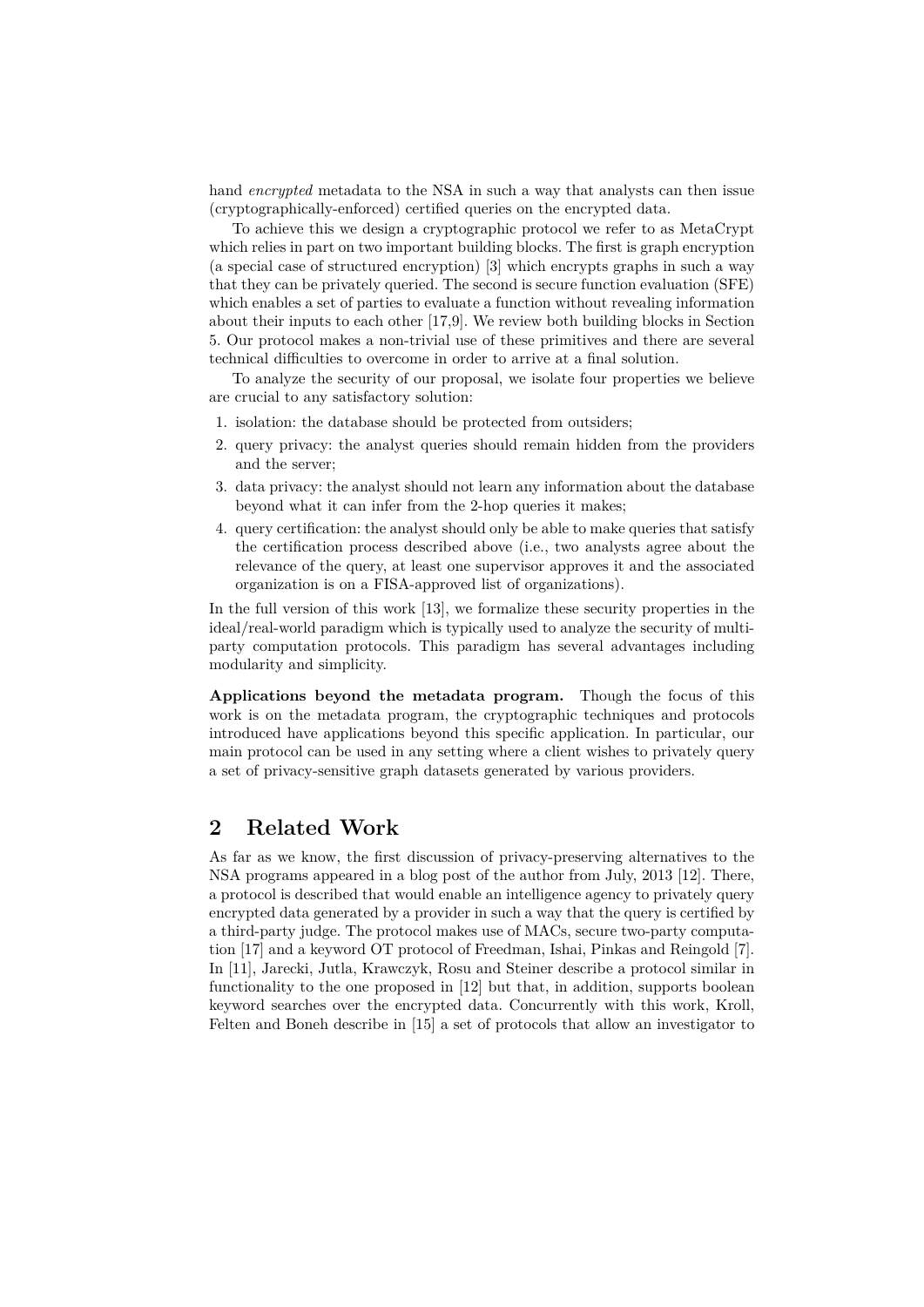hand *encrypted* metadata to the NSA in such a way that analysts can then issue (cryptographically-enforced) certified queries on the encrypted data.

To achieve this we design a cryptographic protocol we refer to as MetaCrypt which relies in part on two important building blocks. The first is graph encryption (a special case of structured encryption) [3] which encrypts graphs in such a way that they can be privately queried. The second is secure function evaluation (SFE) which enables a set of parties to evaluate a function without revealing information about their inputs to each other [17,9]. We review both building blocks in Section 5. Our protocol makes a non-trivial use of these primitives and there are several technical difficulties to overcome in order to arrive at a final solution.

To analyze the security of our proposal, we isolate four properties we believe are crucial to any satisfactory solution:

1. isolation: the database should be protected from outsiders;
2. query privacy: the analyst queries should remain hidden from the providers and the server;
3. data privacy: the analyst should not learn any information about the database beyond what it can infer from the 2-hop queries it makes;
4. query certification: the analyst should only be able to make queries that satisfy the certification process described above (i.e., two analysts agree about the relevance of the query, at least one supervisor approves it and the associated organization is on a FISA-approved list of organizations).

In the full version of this work [13], we formalize these security properties in the ideal/real-world paradigm which is typically used to analyze the security of multi-party computation protocols. This paradigm has several advantages including modularity and simplicity.

**Applications beyond the metadata program.** Though the focus of this work is on the metadata program, the cryptographic techniques and protocols introduced have applications beyond this specific application. In particular, our main protocol can be used in any setting where a client wishes to privately query a set of privacy-sensitive graph datasets generated by various providers.

## 2 Related Work

As far as we know, the first discussion of privacy-preserving alternatives to the NSA programs appeared in a blog post of the author from July, 2013 [12]. There, a protocol is described that would enable an intelligence agency to privately query encrypted data generated by a provider in such a way that the query is certified by a third-party judge. The protocol makes use of MACs, secure two-party computation [17] and a keyword OT protocol of Freedman, Ishai, Pinkas and Reingold [7]. In [11], Jarecki, Jutla, Krawczyk, Rosu and Steiner describe a protocol similar in functionality to the one proposed in [12] but that, in addition, supports boolean keyword searches over the encrypted data. Concurrently with this work, Kroll, Felten and Boneh describe in [15] a set of protocols that allow an investigator to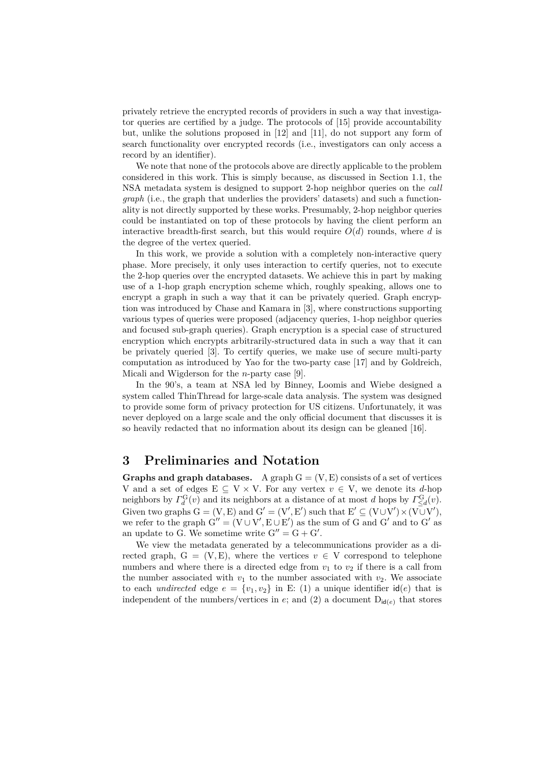privately retrieve the encrypted records of providers in such a way that investigator queries are certified by a judge. The protocols of [15] provide accountability but, unlike the solutions proposed in [12] and [11], do not support any form of search functionality over encrypted records (i.e., investigators can only access a record by an identifier).

We note that none of the protocols above are directly applicable to the problem considered in this work. This is simply because, as discussed in Section 1.1, the NSA metadata system is designed to support 2-hop neighbor queries on the *call graph* (i.e., the graph that underlies the providers' datasets) and such a functionality is not directly supported by these works. Presumably, 2-hop neighbor queries could be instantiated on top of these protocols by having the client perform an interactive breadth-first search, but this would require $O(d)$ rounds, where $d$ is the degree of the vertex queried.

In this work, we provide a solution with a completely non-interactive query phase. More precisely, it only uses interaction to certify queries, not to execute the 2-hop queries over the encrypted datasets. We achieve this in part by making use of a 1-hop graph encryption scheme which, roughly speaking, allows one to encrypt a graph in such a way that it can be privately queried. Graph encryption was introduced by Chase and Kamara in [3], where constructions supporting various types of queries were proposed (adjacency queries, 1-hop neighbor queries and focused sub-graph queries). Graph encryption is a special case of structured encryption which encrypts arbitrarily-structured data in such a way that it can be privately queried [3]. To certify queries, we make use of secure multi-party computation as introduced by Yao for the two-party case [17] and by Goldreich, Micali and Wigderson for the $n$-party case [9].

In the 90's, a team at NSA led by Binney, Loomis and Wiebe designed a system called ThinThread for large-scale data analysis. The system was designed to provide some form of privacy protection for US citizens. Unfortunately, it was never deployed on a large scale and the only official document that discusses it is so heavily redacted that no information about its design can be gleaned [16].

## 3 Preliminaries and Notation

**Graphs and graph databases.** A graph $\mathrm{G} = (\mathrm{V}, \mathrm{E})$ consists of a set of vertices $\mathrm{V}$ and a set of edges $\mathrm{E} \subseteq \mathrm{V} \times \mathrm{V}$. For any vertex $v \in \mathrm{V}$, we denote its $d$-hop neighbors by $\Gamma_d^{\mathrm{G}}(v)$ and its neighbors at a distance of at most $d$ hops by $\Gamma_{\leq d}^{\mathrm{G}}(v)$. Given two graphs $\mathrm{G} = (\mathrm{V}, \mathrm{E})$ and $\mathrm{G}' = (\mathrm{V}', \mathrm{E}')$ such that $\mathrm{E}' \subseteq (\mathrm{V} \cup \mathrm{V}') \times (\mathrm{V} \cup \mathrm{V}')$, we refer to the graph $\mathrm{G}'' = (\mathrm{V} \cup \mathrm{V}', \mathrm{E} \cup \mathrm{E}')$ as the sum of $\mathrm{G}$ and $\mathrm{G}'$ and to $\mathrm{G}'$ as an update to $\mathrm{G}$. We sometime write $\mathrm{G}'' = \mathrm{G} + \mathrm{G}'$.

We view the metadata generated by a telecommunications provider as a directed graph, $\mathrm{G} = (\mathrm{V}, \mathrm{E})$, where the vertices $v \in \mathrm{V}$ correspond to telephone numbers and where there is a directed edge from $v_1$ to $v_2$ if there is a call from the number associated with $v_1$ to the number associated with $v_2$. We associate to each *undirected* edge $e = \{v_1, v_2\}$ in $\mathrm{E}$: (1) a unique identifier $\mathsf{id}(e)$ that is independent of the numbers/vertices in $e$; and (2) a document $\mathrm{D}_{\mathsf{id}(e)}$ that stores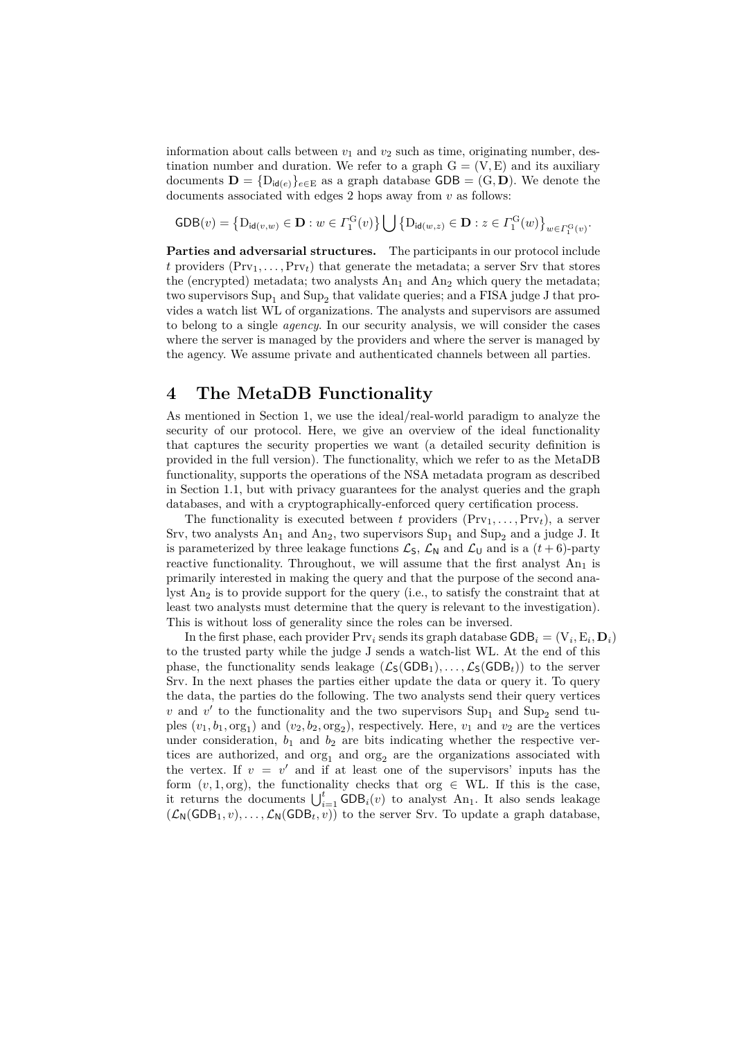information about calls between $v_1$ and $v_2$ such as time, originating number, destination number and duration. We refer to a graph $\mathrm{G} = (\mathrm{V}, \mathrm{E})$ and its auxiliary documents $\mathbf{D} = \{\mathrm{D}_{\mathsf{id}(e)}\}_{e \in \mathrm{E}}$ as a graph database $\mathsf{GDB} = (\mathrm{G}, \mathbf{D})$. We denote the documents associated with edges 2 hops away from $v$ as follows:

$$\mathsf{GDB}(v) = \left\{\mathrm{D}_{\mathsf{id}(v,w)} \in \mathbf{D} : w \in \Gamma_1^{\mathrm{G}}(v)\right\} \bigcup \left\{\mathrm{D}_{\mathsf{id}(w,z)} \in \mathbf{D} : z \in \Gamma_1^{\mathrm{G}}(w)\right\}_{w \in \Gamma_1^{\mathrm{G}}(v)}.$$

**Parties and adversarial structures.** The participants in our protocol include $t$ providers $(\mathrm{Prv}_1, \ldots, \mathrm{Prv}_t)$ that generate the metadata; a server Srv that stores the (encrypted) metadata; two analysts $\mathrm{An}_1$ and $\mathrm{An}_2$ which query the metadata; two supervisors $\mathrm{Sup}_1$ and $\mathrm{Sup}_2$ that validate queries; and a FISA judge J that provides a watch list WL of organizations. The analysts and supervisors are assumed to belong to a single *agency*. In our security analysis, we will consider the cases where the server is managed by the providers and where the server is managed by the agency. We assume private and authenticated channels between all parties.

# 4 The MetaDB Functionality

As mentioned in Section 1, we use the ideal/real-world paradigm to analyze the security of our protocol. Here, we give an overview of the ideal functionality that captures the security properties we want (a detailed security definition is provided in the full version). The functionality, which we refer to as the MetaDB functionality, supports the operations of the NSA metadata program as described in Section 1.1, but with privacy guarantees for the analyst queries and the graph databases, and with a cryptographically-enforced query certification process.

The functionality is executed between $t$ providers $(\mathrm{Prv}_1, \ldots, \mathrm{Prv}_t)$, a server Srv, two analysts $\mathrm{An}_1$ and $\mathrm{An}_2$, two supervisors $\mathrm{Sup}_1$ and $\mathrm{Sup}_2$ and a judge J. It is parameterized by three leakage functions $\mathcal{L}_{\mathsf{S}}$, $\mathcal{L}_{\mathsf{N}}$ and $\mathcal{L}_{\mathsf{U}}$ and is a $(t+6)$-party reactive functionality. Throughout, we will assume that the first analyst $\mathrm{An}_1$ is primarily interested in making the query and that the purpose of the second analyst $\mathrm{An}_2$ is to provide support for the query (i.e., to satisfy the constraint that at least two analysts must determine that the query is relevant to the investigation). This is without loss of generality since the roles can be inversed.

In the first phase, each provider $\mathrm{Prv}_i$ sends its graph database $\mathsf{GDB}_i = (\mathrm{V}_i, \mathrm{E}_i, \mathbf{D}_i)$ to the trusted party while the judge J sends a watch-list WL. At the end of this phase, the functionality sends leakage $(\mathcal{L}_{\mathsf{S}}(\mathsf{GDB}_1), \ldots, \mathcal{L}_{\mathsf{S}}(\mathsf{GDB}_t))$ to the server Srv. In the next phases the parties either update the data or query it. To query the data, the parties do the following. The two analysts send their query vertices $v$ and $v'$ to the functionality and the two supervisors $\mathrm{Sup}_1$ and $\mathrm{Sup}_2$ send tuples $(v_1, b_1, \mathrm{org}_1)$ and $(v_2, b_2, \mathrm{org}_2)$, respectively. Here, $v_1$ and $v_2$ are the vertices under consideration, $b_1$ and $b_2$ are bits indicating whether the respective vertices are authorized, and $\mathrm{org}_1$ and $\mathrm{org}_2$ are the organizations associated with the vertex. If $v = v'$ and if at least one of the supervisors' inputs has the form $(v, 1, \mathrm{org})$, the functionality checks that $\mathrm{org} \in \mathrm{WL}$. If this is the case, it returns the documents $\bigcup_{i=1}^{t} \mathsf{GDB}_i(v)$ to analyst $\mathrm{An}_1$. It also sends leakage $(\mathcal{L}_{\mathsf{N}}(\mathsf{GDB}_1, v), \ldots, \mathcal{L}_{\mathsf{N}}(\mathsf{GDB}_t, v))$ to the server Srv. To update a graph database,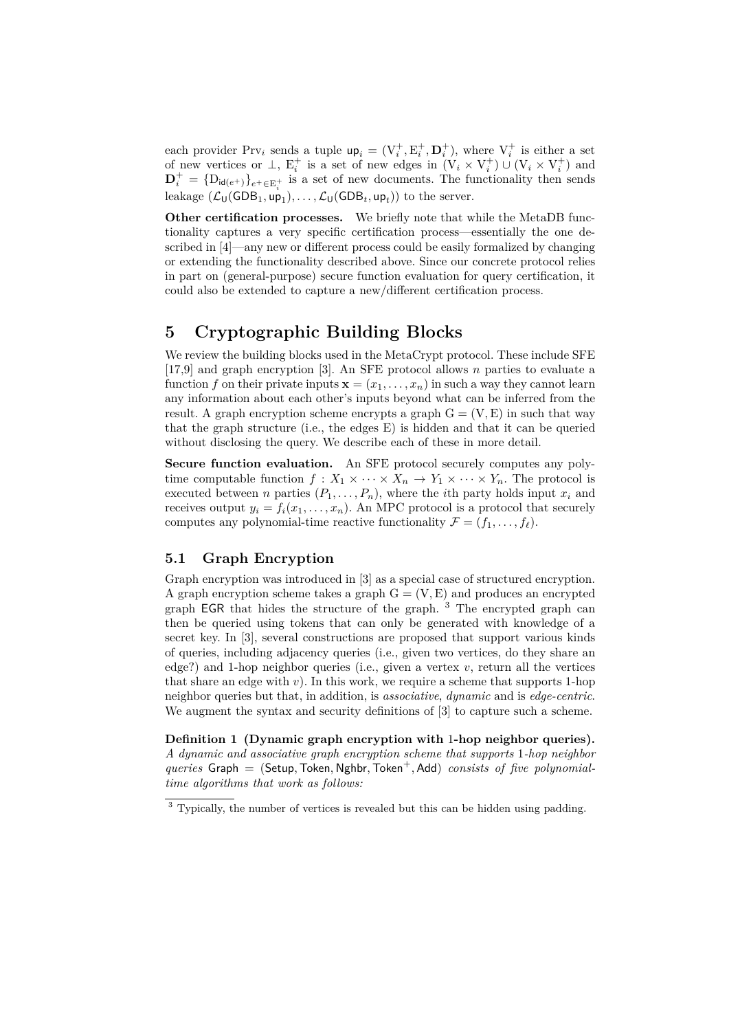each provider $\text{Prv}_i$ sends a tuple $\mathsf{up}_i = (\mathrm{V}_i^+, \mathrm{E}_i^+, \mathbf{D}_i^+)$, where $\mathrm{V}_i^+$ is either a set of new vertices or $\perp$, $\mathrm{E}_i^+$ is a set of new edges in $(\mathrm{V}_i \times \mathrm{V}_i^+) \cup (\mathrm{V}_i \times \mathrm{V}_i^+)$ and $\mathbf{D}_i^+ = \{\mathrm{D}_{\mathsf{id}(e^+)}\}_{e^+ \in \mathrm{E}_i^+}$ is a set of new documents. The functionality then sends leakage $(\mathcal{L}_{\mathsf{U}}(\mathsf{GDB}_1, \mathsf{up}_1), \ldots, \mathcal{L}_{\mathsf{U}}(\mathsf{GDB}_t, \mathsf{up}_t))$ to the server.

**Other certification processes.** We briefly note that while the MetaDB functionality captures a very specific certification process—essentially the one described in [4]—any new or different process could be easily formalized by changing or extending the functionality described above. Since our concrete protocol relies in part on (general-purpose) secure function evaluation for query certification, it could also be extended to capture a new/different certification process.

# 5 Cryptographic Building Blocks

We review the building blocks used in the MetaCrypt protocol. These include SFE [17,9] and graph encryption [3]. An SFE protocol allows $n$ parties to evaluate a function $f$ on their private inputs $\mathbf{x} = (x_1, \ldots, x_n)$ in such a way they cannot learn any information about each other's inputs beyond what can be inferred from the result. A graph encryption scheme encrypts a graph $\mathrm{G} = (\mathrm{V}, \mathrm{E})$ in such that way that the graph structure (i.e., the edges E) is hidden and that it can be queried without disclosing the query. We describe each of these in more detail.

**Secure function evaluation.** An SFE protocol securely computes any poly-time computable function $f : X_1 \times \cdots \times X_n \rightarrow Y_1 \times \cdots \times Y_n$. The protocol is executed between $n$ parties $(P_1, \ldots, P_n)$, where the $i$th party holds input $x_i$ and receives output $y_i = f_i(x_1, \ldots, x_n)$. An MPC protocol is a protocol that securely computes any polynomial-time reactive functionality $\mathcal{F} = (f_1, \ldots, f_\ell)$.

## 5.1 Graph Encryption

Graph encryption was introduced in [3] as a special case of structured encryption. A graph encryption scheme takes a graph $\mathrm{G} = (\mathrm{V}, \mathrm{E})$ and produces an encrypted graph $\mathsf{EGR}$ that hides the structure of the graph. [3] The encrypted graph can then be queried using tokens that can only be generated with knowledge of a secret key. In [3], several constructions are proposed that support various kinds of queries, including adjacency queries (i.e., given two vertices, do they share an edge?) and 1-hop neighbor queries (i.e., given a vertex $v$, return all the vertices that share an edge with $v$). In this work, we require a scheme that supports 1-hop neighbor queries but that, in addition, is *associative*, *dynamic* and is *edge-centric*. We augment the syntax and security definitions of [3] to capture such a scheme.

**Definition 1 (Dynamic graph encryption with 1-hop neighbor queries).** *A dynamic and associative graph encryption scheme that supports* 1*-hop neighbor queries* $\mathsf{Graph} = (\mathsf{Setup}, \mathsf{Token}, \mathsf{Nghbr}, \mathsf{Token}^+, \mathsf{Add})$ *consists of five polynomial-time algorithms that work as follows:*

---

[3] Typically, the number of vertices is revealed but this can be hidden using padding.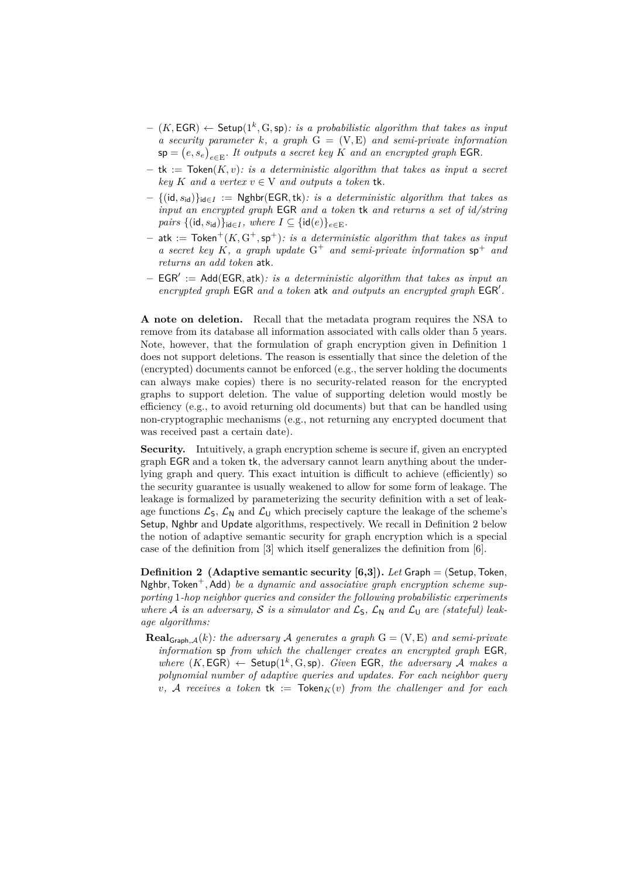- $(K, \mathsf{EGR}) \leftarrow \mathsf{Setup}(1^k, \mathrm{G}, \mathsf{sp})$*: is a probabilistic algorithm that takes as input a security parameter* $k$*, a graph* $\mathrm{G} = (\mathrm{V}, \mathrm{E})$ *and semi-private information* $\mathsf{sp} = \left(e, s_e\right)_{e \in \mathrm{E}}$*. It outputs a secret key* $K$ *and an encrypted graph* $\mathsf{EGR}$*.*
- $\mathsf{tk} := \mathsf{Token}(K, v)$*: is a deterministic algorithm that takes as input a secret key* $K$ *and a vertex* $v \in \mathrm{V}$ *and outputs a token* $\mathsf{tk}$*.*
- $\{(\mathsf{id}, s_{\mathsf{id}})\}_{\mathsf{id} \in I} := \mathsf{Nghbr}(\mathsf{EGR}, \mathsf{tk})$*: is a deterministic algorithm that takes as input an encrypted graph* $\mathsf{EGR}$ *and a token* $\mathsf{tk}$ *and returns a set of id/string pairs* $\{(\mathsf{id}, s_{\mathsf{id}})\}_{\mathsf{id} \in I}$*, where* $I \subseteq \{\mathsf{id}(e)\}_{e \in \mathrm{E}}$*.*
- $\mathsf{atk} := \mathsf{Token}^+(K, \mathrm{G}^+, \mathsf{sp}^+)$*: is a deterministic algorithm that takes as input a secret key* $K$*, a graph update* $\mathrm{G}^+$ *and semi-private information* $\mathsf{sp}^+$ *and returns an add token* $\mathsf{atk}$*.*
- $\mathsf{EGR}' := \mathsf{Add}(\mathsf{EGR}, \mathsf{atk})$*: is a deterministic algorithm that takes as input an encrypted graph* $\mathsf{EGR}$ *and a token* $\mathsf{atk}$ *and outputs an encrypted graph* $\mathsf{EGR}'$*.*

**A note on deletion.** Recall that the metadata program requires the NSA to remove from its database all information associated with calls older than 5 years. Note, however, that the formulation of graph encryption given in Definition 1 does not support deletions. The reason is essentially that since the deletion of the (encrypted) documents cannot be enforced (e.g., the server holding the documents can always make copies) there is no security-related reason for the encrypted graphs to support deletion. The value of supporting deletion would mostly be efficiency (e.g., to avoid returning old documents) but that can be handled using non-cryptographic mechanisms (e.g., not returning any encrypted document that was received past a certain date).

**Security.** Intuitively, a graph encryption scheme is secure if, given an encrypted graph $\mathsf{EGR}$ and a token $\mathsf{tk}$, the adversary cannot learn anything about the underlying graph and query. This exact intuition is difficult to achieve (efficiently) so the security guarantee is usually weakened to allow for some form of leakage. The leakage is formalized by parameterizing the security definition with a set of leakage functions $\mathcal{L}_{\mathsf{S}}$, $\mathcal{L}_{\mathsf{N}}$ and $\mathcal{L}_{\mathsf{U}}$ which precisely capture the leakage of the scheme's Setup, Nghbr and Update algorithms, respectively. We recall in Definition 2 below the notion of adaptive semantic security for graph encryption which is a special case of the definition from [3] which itself generalizes the definition from [6].

**Definition 2 (Adaptive semantic security [6,3]).** *Let* $\mathsf{Graph} = (\mathsf{Setup}, \mathsf{Token}, \mathsf{Nghbr}, \mathsf{Token}^+, \mathsf{Add})$ *be a dynamic and associative graph encryption scheme supporting* 1*-hop neighbor queries and consider the following probabilistic experiments where* $\mathcal{A}$ *is an adversary,* $\mathcal{S}$ *is a simulator and* $\mathcal{L}_{\mathsf{S}}$*,* $\mathcal{L}_{\mathsf{N}}$ *and* $\mathcal{L}_{\mathsf{U}}$ *are (stateful) leakage algorithms:*

$\mathbf{Real}_{\mathsf{Graph},\mathcal{A}}(k)$*: the adversary* $\mathcal{A}$ *generates a graph* $\mathrm{G} = (\mathrm{V}, \mathrm{E})$ *and semi-private information* $\mathsf{sp}$ *from which the challenger creates an encrypted graph* $\mathsf{EGR}$*, where* $(K, \mathsf{EGR}) \leftarrow \mathsf{Setup}(1^k, \mathrm{G}, \mathsf{sp})$*. Given* $\mathsf{EGR}$*, the adversary* $\mathcal{A}$ *makes a polynomial number of adaptive queries and updates. For each neighbor query* $v$*,* $\mathcal{A}$ *receives a token* $\mathsf{tk} := \mathsf{Token}_K(v)$ *from the challenger and for each*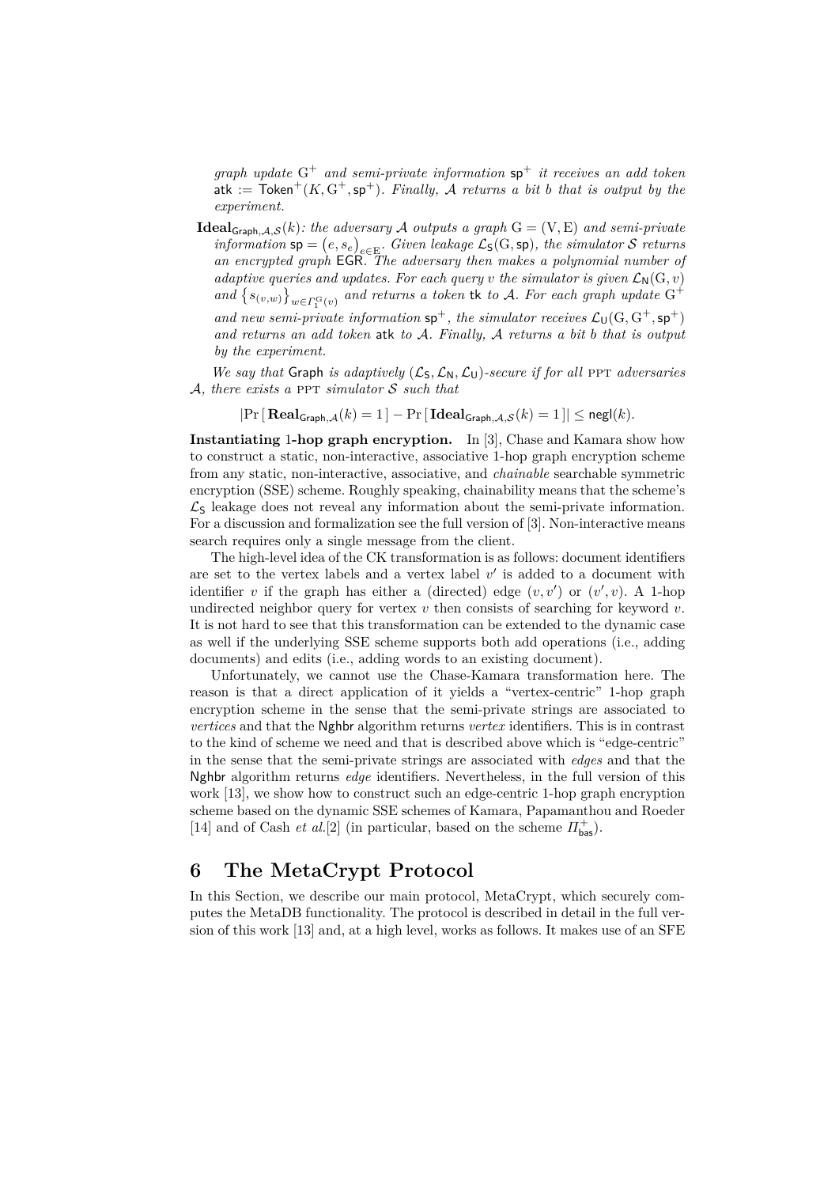*graph update* $\mathrm{G}^+$ *and semi-private information* $\mathsf{sp}^+$ *it receives an add token* $\mathsf{atk} := \mathsf{Token}^+(K, \mathrm{G}^+, \mathsf{sp}^+)$. *Finally,* $\mathcal{A}$ *returns a bit* $b$ *that is output by the experiment.*

- $\mathbf{Ideal}_{\mathsf{Graph},\mathcal{A},\mathcal{S}}(k)$*: the adversary* $\mathcal{A}$ *outputs a graph* $\mathrm{G} = (\mathrm{V}, \mathrm{E})$ *and semi-private information* $\mathsf{sp} = \left(e, s_e\right)_{e \in \mathrm{E}}$. *Given leakage* $\mathcal{L}_\mathsf{S}(\mathrm{G}, \mathsf{sp})$*, the simulator* $\mathcal{S}$ *returns an encrypted graph* $\mathsf{EGR}$. *The adversary then makes a polynomial number of adaptive queries and updates. For each query* $v$ *the simulator is given* $\mathcal{L}_\mathsf{N}(\mathrm{G}, v)$ *and* $\left\{s_{(v,w)}\right\}_{w \in \Gamma_1^{\mathrm{G}}(v)}$ *and returns a token* $\mathsf{tk}$ *to* $\mathcal{A}$. *For each graph update* $\mathrm{G}^+$ *and new semi-private information* $\mathsf{sp}^+$*, the simulator receives* $\mathcal{L}_\mathsf{U}(\mathrm{G}, \mathrm{G}^+, \mathsf{sp}^+)$ *and returns an add token* $\mathsf{atk}$ *to* $\mathcal{A}$. *Finally,* $\mathcal{A}$ *returns a bit* $b$ *that is output by the experiment.*

*We say that* $\mathsf{Graph}$ *is adaptively* $(\mathcal{L}_\mathsf{S}, \mathcal{L}_\mathsf{N}, \mathcal{L}_\mathsf{U})$*-secure if for all* PPT *adversaries* $\mathcal{A}$*, there exists a* PPT *simulator* $\mathcal{S}$ *such that*

$$\left|\Pr\left[\,\mathbf{Real}_{\mathsf{Graph},\mathcal{A}}(k) = 1\,\right] - \Pr\left[\,\mathbf{Ideal}_{\mathsf{Graph},\mathcal{A},\mathcal{S}}(k) = 1\,\right]\right| \leq \mathsf{negl}(k).$$

**Instantiating 1-hop graph encryption.** In [3], Chase and Kamara show how to construct a static, non-interactive, associative 1-hop graph encryption scheme from any static, non-interactive, associative, and *chainable* searchable symmetric encryption (SSE) scheme. Roughly speaking, chainability means that the scheme's $\mathcal{L}_\mathsf{S}$ leakage does not reveal any information about the semi-private information. For a discussion and formalization see the full version of [3]. Non-interactive means search requires only a single message from the client.

The high-level idea of the CK transformation is as follows: document identifiers are set to the vertex labels and a vertex label $v'$ is added to a document with identifier $v$ if the graph has either a (directed) edge $(v, v')$ or $(v', v)$. A 1-hop undirected neighbor query for vertex $v$ then consists of searching for keyword $v$. It is not hard to see that this transformation can be extended to the dynamic case as well if the underlying SSE scheme supports both add operations (i.e., adding documents) and edits (i.e., adding words to an existing document).

Unfortunately, we cannot use the Chase-Kamara transformation here. The reason is that a direct application of it yields a "vertex-centric" 1-hop graph encryption scheme in the sense that the semi-private strings are associated to *vertices* and that the $\mathsf{Nghbr}$ algorithm returns *vertex* identifiers. This is in contrast to the kind of scheme we need and that is described above which is "edge-centric" in the sense that the semi-private strings are associated with *edges* and that the $\mathsf{Nghbr}$ algorithm returns *edge* identifiers. Nevertheless, in the full version of this work [13], we show how to construct such an edge-centric 1-hop graph encryption scheme based on the dynamic SSE schemes of Kamara, Papamanthou and Roeder [14] and of Cash *et al.*[2] (in particular, based on the scheme $\Pi^+_{\mathsf{bas}}$).

## 6 The MetaCrypt Protocol

In this Section, we describe our main protocol, MetaCrypt, which securely computes the MetaDB functionality. The protocol is described in detail in the full version of this work [13] and, at a high level, works as follows. It makes use of an SFE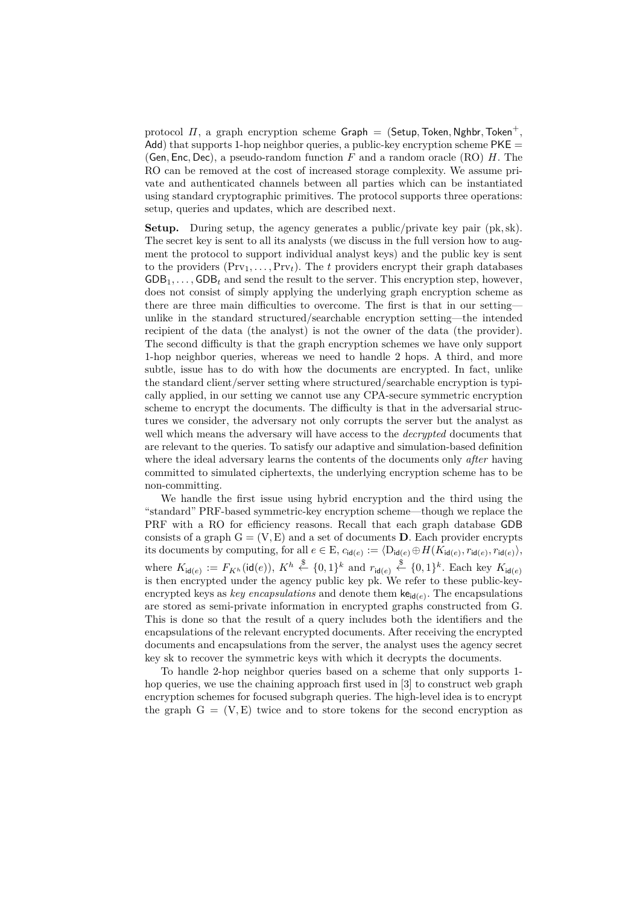protocol $\Pi$, a graph encryption scheme $\mathsf{Graph} = (\mathsf{Setup}, \mathsf{Token}, \mathsf{Nghbr}, \mathsf{Token}^+, \mathsf{Add})$ that supports 1-hop neighbor queries, a public-key encryption scheme $\mathsf{PKE} = (\mathsf{Gen}, \mathsf{Enc}, \mathsf{Dec})$, a pseudo-random function $F$ and a random oracle (RO) $H$. The RO can be removed at the cost of increased storage complexity. We assume private and authenticated channels between all parties which can be instantiated using standard cryptographic primitives. The protocol supports three operations: setup, queries and updates, which are described next.

**Setup.** During setup, the agency generates a public/private key pair $(\mathrm{pk}, \mathrm{sk})$. The secret key is sent to all its analysts (we discuss in the full version how to augment the protocol to support individual analyst keys) and the public key is sent to the providers $(\mathrm{Prv}_1, \ldots, \mathrm{Prv}_t)$. The $t$ providers encrypt their graph databases $\mathsf{GDB}_1, \ldots, \mathsf{GDB}_t$ and send the result to the server. This encryption step, however, does not consist of simply applying the underlying graph encryption scheme as there are three main difficulties to overcome. The first is that in our setting—unlike in the standard structured/searchable encryption setting—the intended recipient of the data (the analyst) is not the owner of the data (the provider). The second difficulty is that the graph encryption schemes we have only support 1-hop neighbor queries, whereas we need to handle 2 hops. A third, and more subtle, issue has to do with how the documents are encrypted. In fact, unlike the standard client/server setting where structured/searchable encryption is typically applied, in our setting we cannot use any CPA-secure symmetric encryption scheme to encrypt the documents. The difficulty is that in the adversarial structures we consider, the adversary not only corrupts the server but the analyst as well which means the adversary will have access to the *decrypted* documents that are relevant to the queries. To satisfy our adaptive and simulation-based definition where the ideal adversary learns the contents of the documents only *after* having committed to simulated ciphertexts, the underlying encryption scheme has to be non-committing.

We handle the first issue using hybrid encryption and the third using the "standard" PRF-based symmetric-key encryption scheme—though we replace the PRF with a RO for efficiency reasons. Recall that each graph database $\mathsf{GDB}$ consists of a graph $\mathrm{G} = (\mathrm{V}, \mathrm{E})$ and a set of documents $\mathbf{D}$. Each provider encrypts its documents by computing, for all $e \in \mathrm{E}$, $c_{\mathsf{id}(e)} := \langle \mathrm{D}_{\mathsf{id}(e)} \oplus H(K_{\mathsf{id}(e)}, r_{\mathsf{id}(e)}, r_{\mathsf{id}(e)} \rangle$, where $K_{\mathsf{id}(e)} := F_{K^h}(\mathsf{id}(e))$, $K^h \overset{\$}{\leftarrow} \{0,1\}^k$ and $r_{\mathsf{id}(e)} \overset{\$}{\leftarrow} \{0,1\}^k$. Each key $K_{\mathsf{id}(e)}$ is then encrypted under the agency public key pk. We refer to these public-key-encrypted keys as *key encapsulations* and denote them $\mathsf{ke}_{\mathsf{id}(e)}$. The encapsulations are stored as semi-private information in encrypted graphs constructed from G. This is done so that the result of a query includes both the identifiers and the encapsulations of the relevant encrypted documents. After receiving the encrypted documents and encapsulations from the server, the analyst uses the agency secret key sk to recover the symmetric keys with which it decrypts the documents.

To handle 2-hop neighbor queries based on a scheme that only supports 1-hop queries, we use the chaining approach first used in [3] to construct web graph encryption schemes for focused subgraph queries. The high-level idea is to encrypt the graph $\mathrm{G} = (\mathrm{V}, \mathrm{E})$ twice and to store tokens for the second encryption as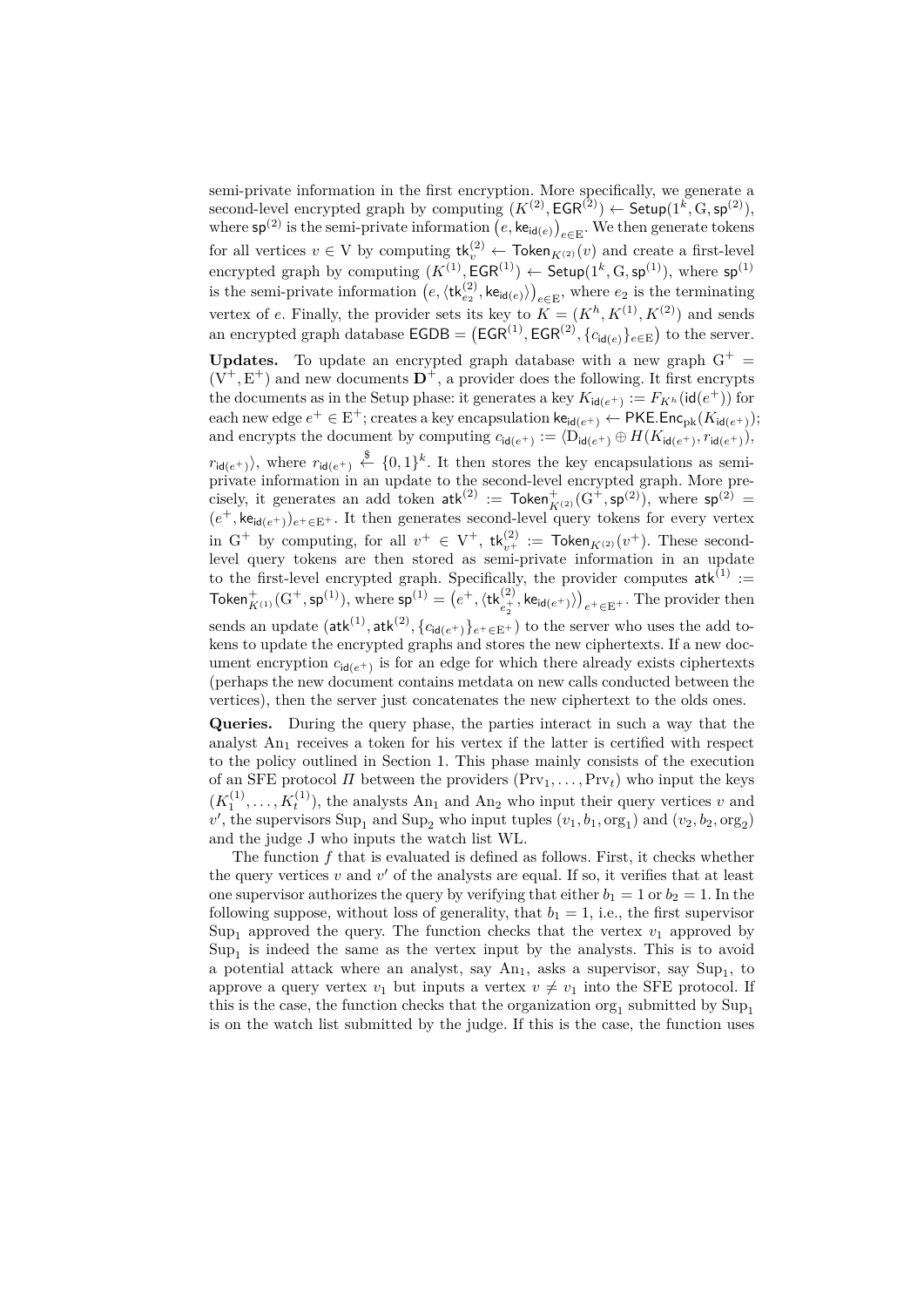semi-private information in the first encryption. More specifically, we generate a second-level encrypted graph by computing $(K^{(2)}, \mathsf{EGR}^{(2)}) \leftarrow \mathsf{Setup}(1^k, \mathrm{G}, \mathsf{sp}^{(2)})$, where $\mathsf{sp}^{(2)}$ is the semi-private information $\left(e, \mathsf{ke}_{\mathsf{id}(e)}\right)_{e \in \mathrm{E}}$. We then generate tokens for all vertices $v \in \mathrm{V}$ by computing $\mathsf{tk}_v^{(2)} \leftarrow \mathsf{Token}_{K^{(2)}}(v)$ and create a first-level encrypted graph by computing $(K^{(1)}, \mathsf{EGR}^{(1)}) \leftarrow \mathsf{Setup}(1^k, \mathrm{G}, \mathsf{sp}^{(1)})$, where $\mathsf{sp}^{(1)}$ is the semi-private information $\left(e, \langle \mathsf{tk}_{e_2}^{(2)}, \mathsf{ke}_{\mathsf{id}(e)} \rangle\right)_{e \in \mathrm{E}}$, where $e_2$ is the terminating vertex of $e$. Finally, the provider sets its key to $K = (K^h, K^{(1)}, K^{(2)})$ and sends an encrypted graph database $\mathsf{EGDB} = \left(\mathsf{EGR}^{(1)}, \mathsf{EGR}^{(2)}, \{c_{\mathsf{id}(e)}\}_{e \in \mathrm{E}}\right)$ to the server.

**Updates.** To update an encrypted graph database with a new graph $\mathrm{G}^+ = (\mathrm{V}^+, \mathrm{E}^+)$ and new documents $\mathbf{D}^+$, a provider does the following. It first encrypts the documents as in the Setup phase: it generates a key $K_{\mathsf{id}(e^+)} := F_{K^h}(\mathsf{id}(e^+))$ for each new edge $e^+ \in \mathrm{E}^+$; creates a key encapsulation $\mathsf{ke}_{\mathsf{id}(e^+)} \leftarrow \mathsf{PKE.Enc}_{\mathrm{pk}}(K_{\mathsf{id}(e^+)})$; and encrypts the document by computing $c_{\mathsf{id}(e^+)} := \langle \mathrm{D}_{\mathsf{id}(e^+)} \oplus H(K_{\mathsf{id}(e^+)}, r_{\mathsf{id}(e^+)}), r_{\mathsf{id}(e^+)} \rangle$, where $r_{\mathsf{id}(e^+)} \xleftarrow{\$} \{0,1\}^k$. It then stores the key encapsulations as semi-private information in an update to the second-level encrypted graph. More precisely, it generates an add token $\mathsf{atk}^{(2)} := \mathsf{Token}^+_{K^{(2)}}(\mathrm{G}^+, \mathsf{sp}^{(2)})$, where $\mathsf{sp}^{(2)} = (e^+, \mathsf{ke}_{\mathsf{id}(e^+)})_{e^+ \in \mathrm{E}^+}$. It then generates second-level query tokens for every vertex in $\mathrm{G}^+$ by computing, for all $v^+ \in \mathrm{V}^+$, $\mathsf{tk}_{v^+}^{(2)} := \mathsf{Token}_{K^{(2)}}(v^+)$. These second-level query tokens are then stored as semi-private information in an update to the first-level encrypted graph. Specifically, the provider computes $\mathsf{atk}^{(1)} := \mathsf{Token}^+_{K^{(1)}}(\mathrm{G}^+, \mathsf{sp}^{(1)})$, where $\mathsf{sp}^{(1)} = \left(e^+, \langle \mathsf{tk}_{e_2^+}^{(2)}, \mathsf{ke}_{\mathsf{id}(e^+)} \rangle\right)_{e^+ \in \mathrm{E}^+}$. The provider then sends an update $(\mathsf{atk}^{(1)}, \mathsf{atk}^{(2)}, \{c_{\mathsf{id}(e^+)}\}_{e^+ \in \mathrm{E}^+})$ to the server who uses the add tokens to update the encrypted graphs and stores the new ciphertexts. If a new document encryption $c_{\mathsf{id}(e^+)}$ is for an edge for which there already exists ciphertexts (perhaps the new document contains metdata on new calls conducted between the vertices), then the server just concatenates the new ciphertext to the olds ones.

**Queries.** During the query phase, the parties interact in such a way that the analyst $\mathrm{An}_1$ receives a token for his vertex if the latter is certified with respect to the policy outlined in Section 1. This phase mainly consists of the execution of an SFE protocol $\Pi$ between the providers $(\mathrm{Prv}_1, \ldots, \mathrm{Prv}_t)$ who input the keys $(K_1^{(1)}, \ldots, K_t^{(1)})$, the analysts $\mathrm{An}_1$ and $\mathrm{An}_2$ who input their query vertices $v$ and $v'$, the supervisors $\mathrm{Sup}_1$ and $\mathrm{Sup}_2$ who input tuples $(v_1, b_1, \mathrm{org}_1)$ and $(v_2, b_2, \mathrm{org}_2)$ and the judge J who inputs the watch list WL.

The function $f$ that is evaluated is defined as follows. First, it checks whether the query vertices $v$ and $v'$ of the analysts are equal. If so, it verifies that at least one supervisor authorizes the query by verifying that either $b_1 = 1$ or $b_2 = 1$. In the following suppose, without loss of generality, that $b_1 = 1$, i.e., the first supervisor $\mathrm{Sup}_1$ approved the query. The function checks that the vertex $v_1$ approved by $\mathrm{Sup}_1$ is indeed the same as the vertex input by the analysts. This is to avoid a potential attack where an analyst, say $\mathrm{An}_1$, asks a supervisor, say $\mathrm{Sup}_1$, to approve a query vertex $v_1$ but inputs a vertex $v \neq v_1$ into the SFE protocol. If this is the case, the function checks that the organization $\mathrm{org}_1$ submitted by $\mathrm{Sup}_1$ is on the watch list submitted by the judge. If this is the case, the function uses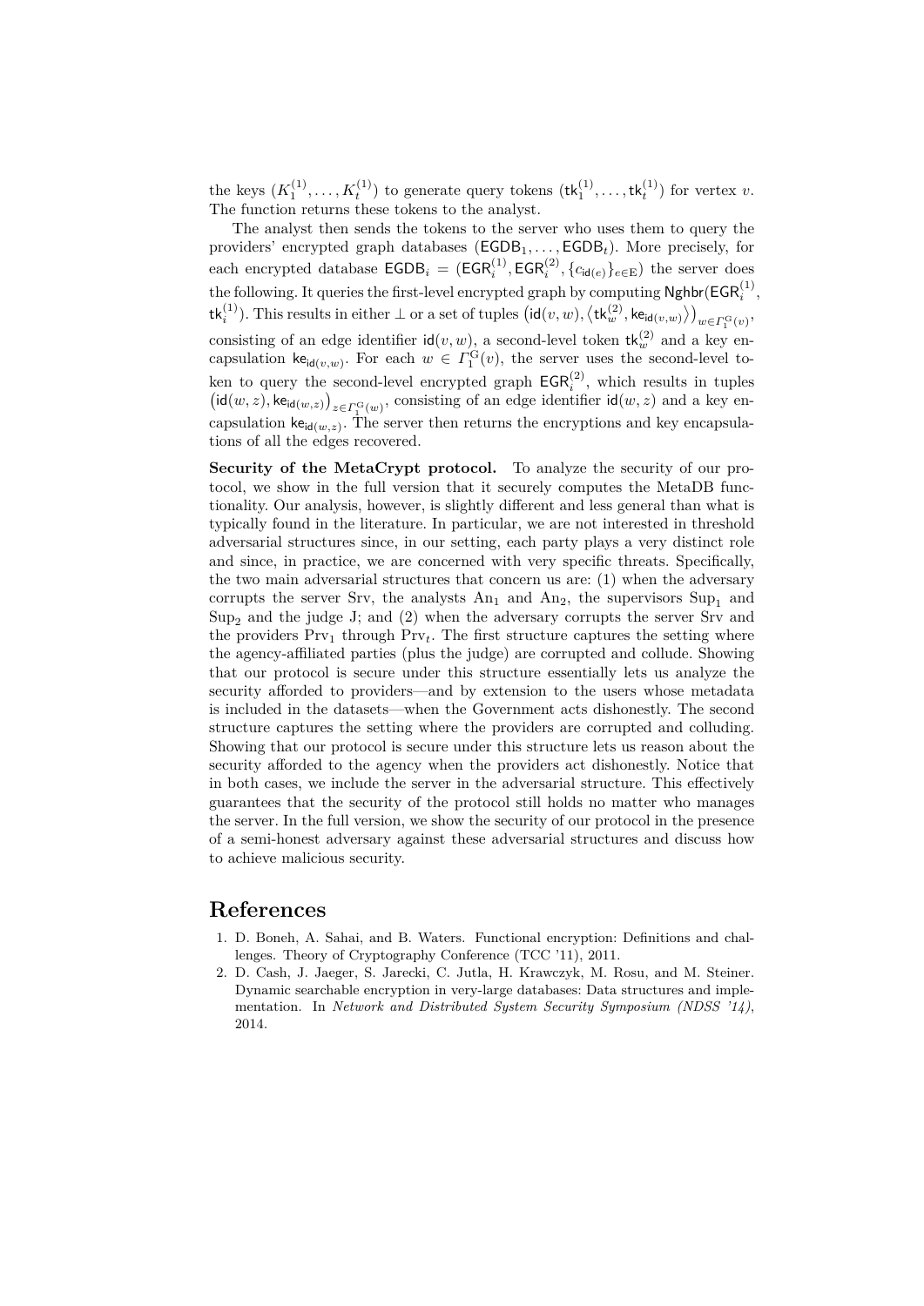the keys $(K_1^{(1)}, \ldots, K_t^{(1)})$ to generate query tokens $(\mathsf{tk}_1^{(1)}, \ldots, \mathsf{tk}_t^{(1)})$ for vertex $v$. The function returns these tokens to the analyst.

The analyst then sends the tokens to the server who uses them to query the providers' encrypted graph databases $(\mathsf{EGDB}_1, \ldots, \mathsf{EGDB}_t)$. More precisely, for each encrypted database $\mathsf{EGDB}_i = (\mathsf{EGR}_i^{(1)}, \mathsf{EGR}_i^{(2)}, \{c_{\mathsf{id}(e)}\}_{e \in \mathrm{E}})$ the server does the following. It queries the first-level encrypted graph by computing $\mathsf{Nghbr}(\mathsf{EGR}_i^{(1)}, \mathsf{tk}_i^{(1)})$. This results in either $\perp$ or a set of tuples $\left(\mathsf{id}(v,w), \left\langle \mathsf{tk}_w^{(2)}, \mathsf{ke}_{\mathsf{id}(v,w)} \right\rangle\right)_{w \in \Gamma_1^{\mathrm{G}}(v)}$, consisting of an edge identifier $\mathsf{id}(v,w)$, a second-level token $\mathsf{tk}_w^{(2)}$ and a key encapsulation $\mathsf{ke}_{\mathsf{id}(v,w)}$. For each $w \in \Gamma_1^{\mathrm{G}}(v)$, the server uses the second-level token to query the second-level encrypted graph $\mathsf{EGR}_i^{(2)}$, which results in tuples $\left(\mathsf{id}(w,z), \mathsf{ke}_{\mathsf{id}(w,z)}\right)_{z \in \Gamma_1^{\mathrm{G}}(w)}$, consisting of an edge identifier $\mathsf{id}(w,z)$ and a key encapsulation $\mathsf{ke}_{\mathsf{id}(w,z)}$. The server then returns the encryptions and key encapsulations of all the edges recovered.

**Security of the MetaCrypt protocol.** To analyze the security of our protocol, we show in the full version that it securely computes the MetaDB functionality. Our analysis, however, is slightly different and less general than what is typically found in the literature. In particular, we are not interested in threshold adversarial structures since, in our setting, each party plays a very distinct role and since, in practice, we are concerned with very specific threats. Specifically, the two main adversarial structures that concern us are: (1) when the adversary corrupts the server Srv, the analysts $\mathrm{An}_1$ and $\mathrm{An}_2$, the supervisors $\mathrm{Sup}_1$ and $\mathrm{Sup}_2$ and the judge J; and (2) when the adversary corrupts the server Srv and the providers $\mathrm{Prv}_1$ through $\mathrm{Prv}_t$. The first structure captures the setting where the agency-affiliated parties (plus the judge) are corrupted and collude. Showing that our protocol is secure under this structure essentially lets us analyze the security afforded to providers—and by extension to the users whose metadata is included in the datasets—when the Government acts dishonestly. The second structure captures the setting where the providers are corrupted and colluding. Showing that our protocol is secure under this structure lets us reason about the security afforded to the agency when the providers act dishonestly. Notice that in both cases, we include the server in the adversarial structure. This effectively guarantees that the security of the protocol still holds no matter who manages the server. In the full version, we show the security of our protocol in the presence of a semi-honest adversary against these adversarial structures and discuss how to achieve malicious security.

# References

1. D. Boneh, A. Sahai, and B. Waters. Functional encryption: Definitions and challenges. Theory of Cryptography Conference (TCC '11), 2011.
2. D. Cash, J. Jaeger, S. Jarecki, C. Jutla, H. Krawczyk, M. Rosu, and M. Steiner. Dynamic searchable encryption in very-large databases: Data structures and implementation. In *Network and Distributed System Security Symposium (NDSS '14)*, 2014.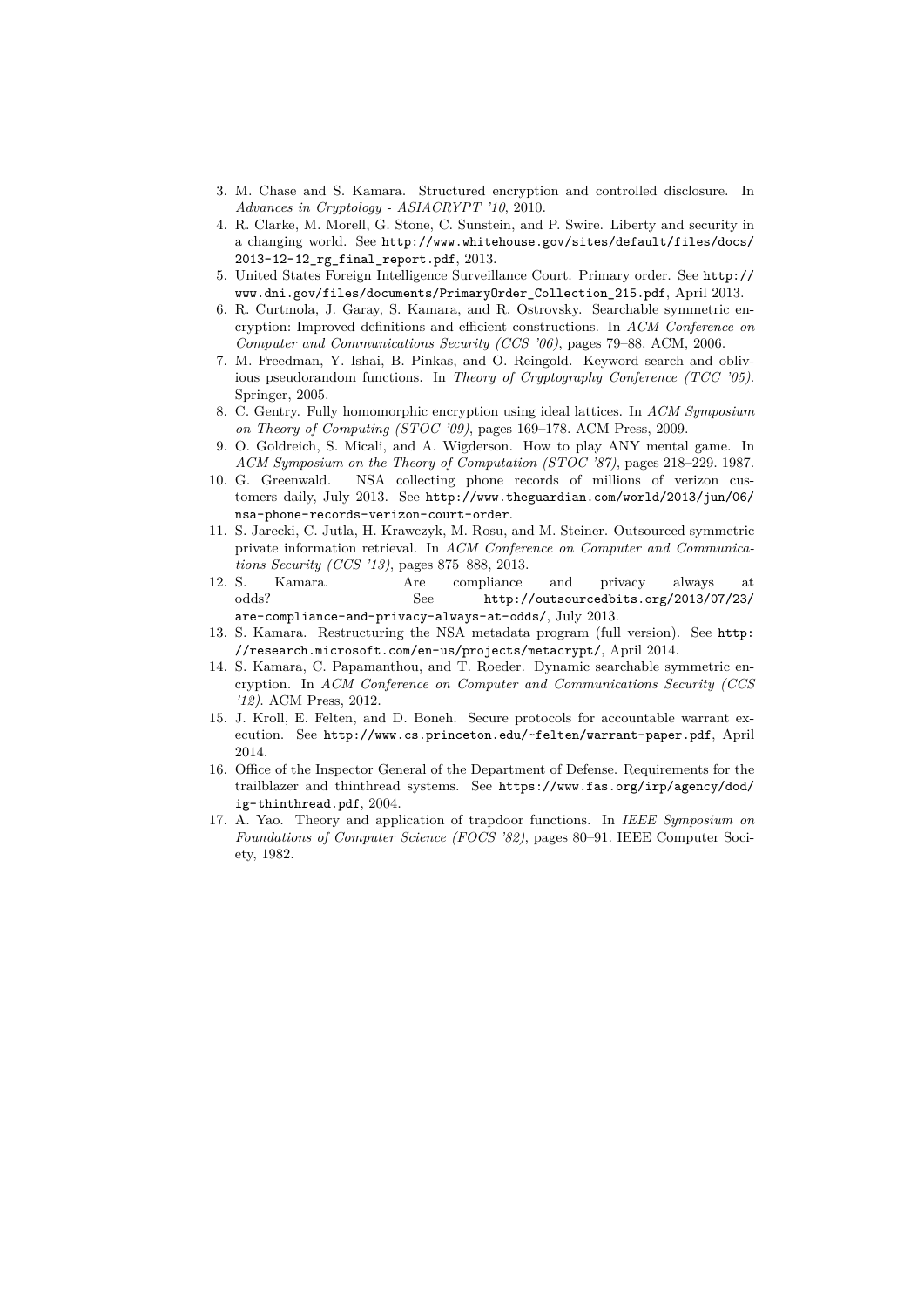3. M. Chase and S. Kamara. Structured encryption and controlled disclosure. In *Advances in Cryptology - ASIACRYPT '10*, 2010.
4. R. Clarke, M. Morell, G. Stone, C. Sunstein, and P. Swire. Liberty and security in a changing world. See http://www.whitehouse.gov/sites/default/files/docs/2013-12-12_rg_final_report.pdf, 2013.
5. United States Foreign Intelligence Surveillance Court. Primary order. See http://www.dni.gov/files/documents/PrimaryOrder_Collection_215.pdf, April 2013.
6. R. Curtmola, J. Garay, S. Kamara, and R. Ostrovsky. Searchable symmetric encryption: Improved definitions and efficient constructions. In *ACM Conference on Computer and Communications Security (CCS '06)*, pages 79–88. ACM, 2006.
7. M. Freedman, Y. Ishai, B. Pinkas, and O. Reingold. Keyword search and oblivious pseudorandom functions. In *Theory of Cryptography Conference (TCC '05)*. Springer, 2005.
8. C. Gentry. Fully homomorphic encryption using ideal lattices. In *ACM Symposium on Theory of Computing (STOC '09)*, pages 169–178. ACM Press, 2009.
9. O. Goldreich, S. Micali, and A. Wigderson. How to play ANY mental game. In *ACM Symposium on the Theory of Computation (STOC '87)*, pages 218–229. 1987.
10. G. Greenwald. NSA collecting phone records of millions of verizon customers daily, July 2013. See http://www.theguardian.com/world/2013/jun/06/nsa-phone-records-verizon-court-order.
11. S. Jarecki, C. Jutla, H. Krawczyk, M. Rosu, and M. Steiner. Outsourced symmetric private information retrieval. In *ACM Conference on Computer and Communications Security (CCS '13)*, pages 875–888, 2013.
12. S. Kamara. Are compliance and privacy always at odds? See http://outsourcedbits.org/2013/07/23/are-compliance-and-privacy-always-at-odds/, July 2013.
13. S. Kamara. Restructuring the NSA metadata program (full version). See http://research.microsoft.com/en-us/projects/metacrypt/, April 2014.
14. S. Kamara, C. Papamanthou, and T. Roeder. Dynamic searchable symmetric encryption. In *ACM Conference on Computer and Communications Security (CCS '12)*. ACM Press, 2012.
15. J. Kroll, E. Felten, and D. Boneh. Secure protocols for accountable warrant execution. See http://www.cs.princeton.edu/~felten/warrant-paper.pdf, April 2014.
16. Office of the Inspector General of the Department of Defense. Requirements for the trailblazer and thinthread systems. See https://www.fas.org/irp/agency/dod/ig-thinthread.pdf, 2004.
17. A. Yao. Theory and application of trapdoor functions. In *IEEE Symposium on Foundations of Computer Science (FOCS '82)*, pages 80–91. IEEE Computer Society, 1982.